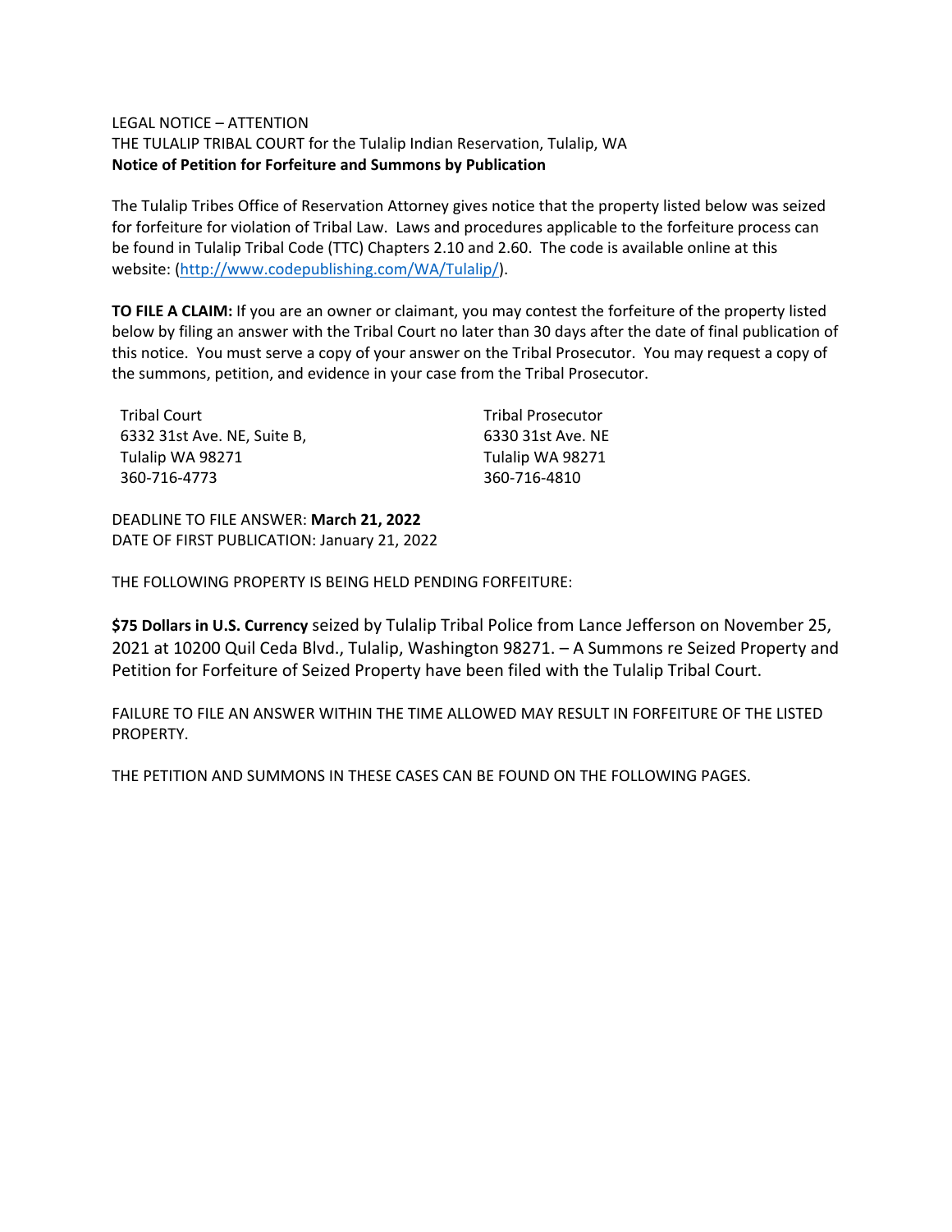LEGAL NOTICE – ATTENTION
THE TULALIP TRIBAL COURT for the Tulalip Indian Reservation, Tulalip, WA
**Notice of Petition for Forfeiture and Summons by Publication**

The Tulalip Tribes Office of Reservation Attorney gives notice that the property listed below was seized for forfeiture for violation of Tribal Law. Laws and procedures applicable to the forfeiture process can be found in Tulalip Tribal Code (TTC) Chapters 2.10 and 2.60. The code is available online at this website: (http://www.codepublishing.com/WA/Tulalip/).

**TO FILE A CLAIM:** If you are an owner or claimant, you may contest the forfeiture of the property listed below by filing an answer with the Tribal Court no later than 30 days after the date of final publication of this notice. You must serve a copy of your answer on the Tribal Prosecutor. You may request a copy of the summons, petition, and evidence in your case from the Tribal Prosecutor.

Tribal Court
6332 31st Ave. NE, Suite B,
Tulalip WA 98271
360-716-4773

Tribal Prosecutor
6330 31st Ave. NE
Tulalip WA 98271
360-716-4810

DEADLINE TO FILE ANSWER: **March 21, 2022**
DATE OF FIRST PUBLICATION: January 21, 2022

THE FOLLOWING PROPERTY IS BEING HELD PENDING FORFEITURE:

**$75 Dollars in U.S. Currency** seized by Tulalip Tribal Police from Lance Jefferson on November 25, 2021 at 10200 Quil Ceda Blvd., Tulalip, Washington 98271. – A Summons re Seized Property and Petition for Forfeiture of Seized Property have been filed with the Tulalip Tribal Court.

FAILURE TO FILE AN ANSWER WITHIN THE TIME ALLOWED MAY RESULT IN FORFEITURE OF THE LISTED PROPERTY.

THE PETITION AND SUMMONS IN THESE CASES CAN BE FOUND ON THE FOLLOWING PAGES.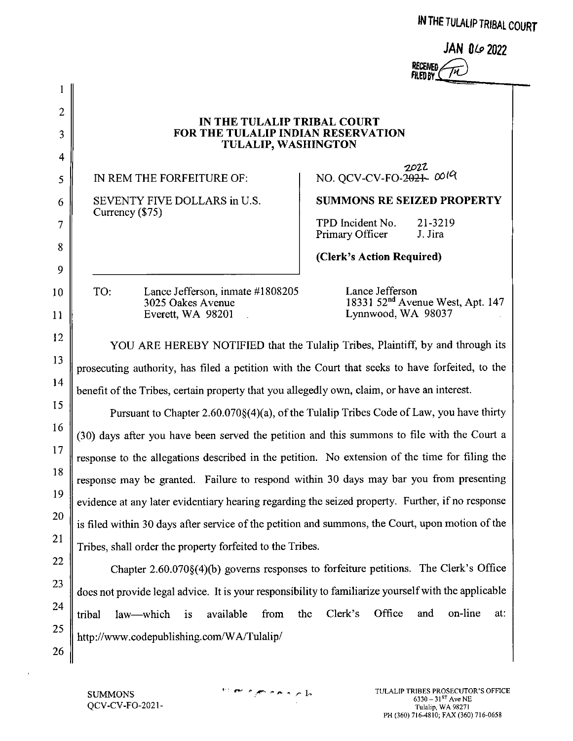IN THE TULALIP TRIBAL COURT

JAN 06 2022

RECEIVED FILED BY

# IN THE TULALIP TRIBAL COURT FOR THE TULALIP INDIAN RESERVATION TULALIP, WASHINGTON

IN REM THE FORFEITURE OF:

SEVENTY FIVE DOLLARS in U.S. Currency ($75)

NO. QCV-CV-FO-~~2021~~ 2022-0019

**SUMMONS RE SEIZED PROPERTY**

TPD Incident No. 21-3219
Primary Officer J. Jira

**(Clerk's Action Required)**

TO: Lance Jefferson, inmate #1808205
3025 Oakes Avenue
Everett, WA 98201

Lance Jefferson
18331 52nd Avenue West, Apt. 147
Lynnwood, WA 98037

YOU ARE HEREBY NOTIFIED that the Tulalip Tribes, Plaintiff, by and through its prosecuting authority, has filed a petition with the Court that seeks to have forfeited, to the benefit of the Tribes, certain property that you allegedly own, claim, or have an interest.

Pursuant to Chapter 2.60.070§(4)(a), of the Tulalip Tribes Code of Law, you have thirty (30) days after you have been served the petition and this summons to file with the Court a response to the allegations described in the petition. No extension of the time for filing the response may be granted. Failure to respond within 30 days may bar you from presenting evidence at any later evidentiary hearing regarding the seized property. Further, if no response is filed within 30 days after service of the petition and summons, the Court, upon motion of the Tribes, shall order the property forfeited to the Tribes.

Chapter 2.60.070§(4)(b) governs responses to forfeiture petitions. The Clerk's Office does not provide legal advice. It is your responsibility to familiarize yourself with the applicable tribal law—which is available from the Clerk's Office and on-line at: http://www.codepublishing.com/WA/Tulalip/

SUMMONS
QCV-CV-FO-2021-

TULALIP TRIBES PROSECUTOR'S OFFICE
6330 – 31ST Ave NE
Tulalip, WA 98271
PH (360) 716-4810; FAX (360) 716-0658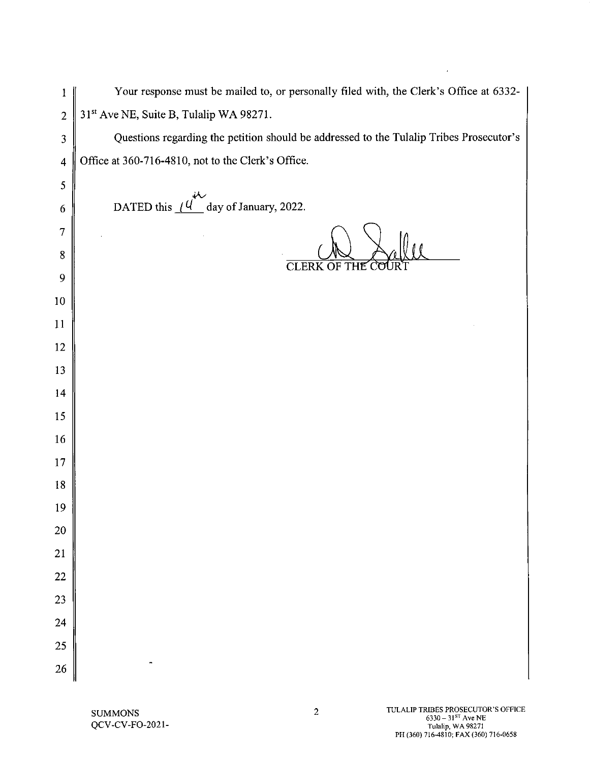Your response must be mailed to, or personally filed with, the Clerk's Office at 6332-31st Ave NE, Suite B, Tulalip WA 98271.

Questions regarding the petition should be addressed to the Tulalip Tribes Prosecutor's Office at 360-716-4810, not to the Clerk's Office.

DATED this 14th day of January, 2022.

CLERK OF THE COURT

SUMMONS
QCV-CV-FO-2021-

TULALIP TRIBES PROSECUTOR'S OFFICE
6330 – 31ST Ave NE
Tulalip, WA 98271
PH (360) 716-4810; FAX (360) 716-0658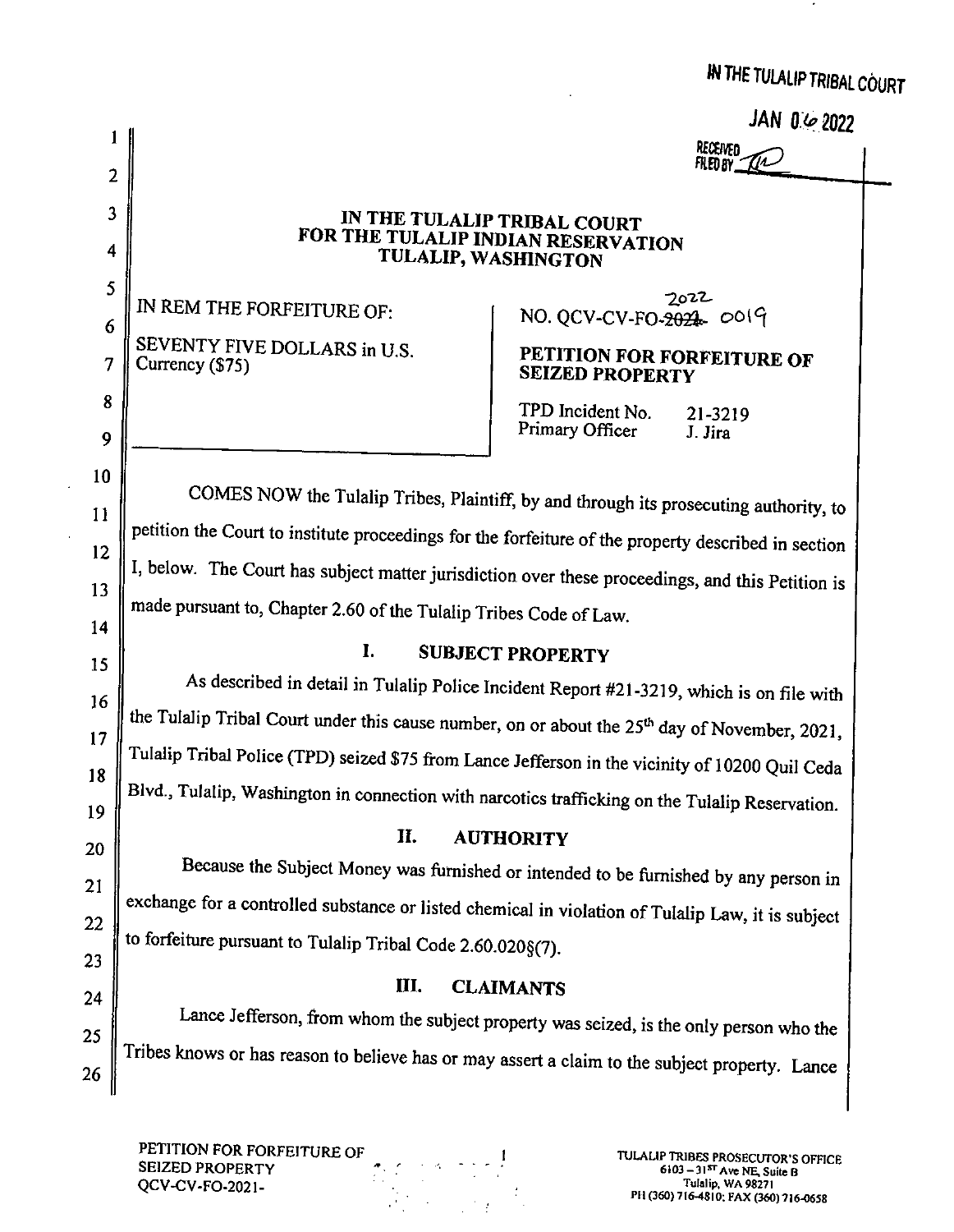IN THE TULALIP TRIBAL COURT

JAN 06 2022

RECEIVED
FILED BY

# IN THE TULALIP TRIBAL COURT
# FOR THE TULALIP INDIAN RESERVATION
# TULALIP, WASHINGTON

IN REM THE FORFEITURE OF:

SEVENTY FIVE DOLLARS in U.S. Currency ($75)

NO. QCV-CV-FO-~~2021~~ 2022-0019

**PETITION FOR FORFEITURE OF SEIZED PROPERTY**

TPD Incident No. 21-3219
Primary Officer J. Jira

COMES NOW the Tulalip Tribes, Plaintiff, by and through its prosecuting authority, to petition the Court to institute proceedings for the forfeiture of the property described in section I, below. The Court has subject matter jurisdiction over these proceedings, and this Petition is made pursuant to, Chapter 2.60 of the Tulalip Tribes Code of Law.

## I. SUBJECT PROPERTY

As described in detail in Tulalip Police Incident Report #21-3219, which is on file with the Tulalip Tribal Court under this cause number, on or about the 25th day of November, 2021, Tulalip Tribal Police (TPD) seized $75 from Lance Jefferson in the vicinity of 10200 Quil Ceda Blvd., Tulalip, Washington in connection with narcotics trafficking on the Tulalip Reservation.

## II. AUTHORITY

Because the Subject Money was furnished or intended to be furnished by any person in exchange for a controlled substance or listed chemical in violation of Tulalip Law, it is subject to forfeiture pursuant to Tulalip Tribal Code 2.60.020§(7).

## III. CLAIMANTS

Lance Jefferson, from whom the subject property was seized, is the only person who the Tribes knows or has reason to believe has or may assert a claim to the subject property. Lance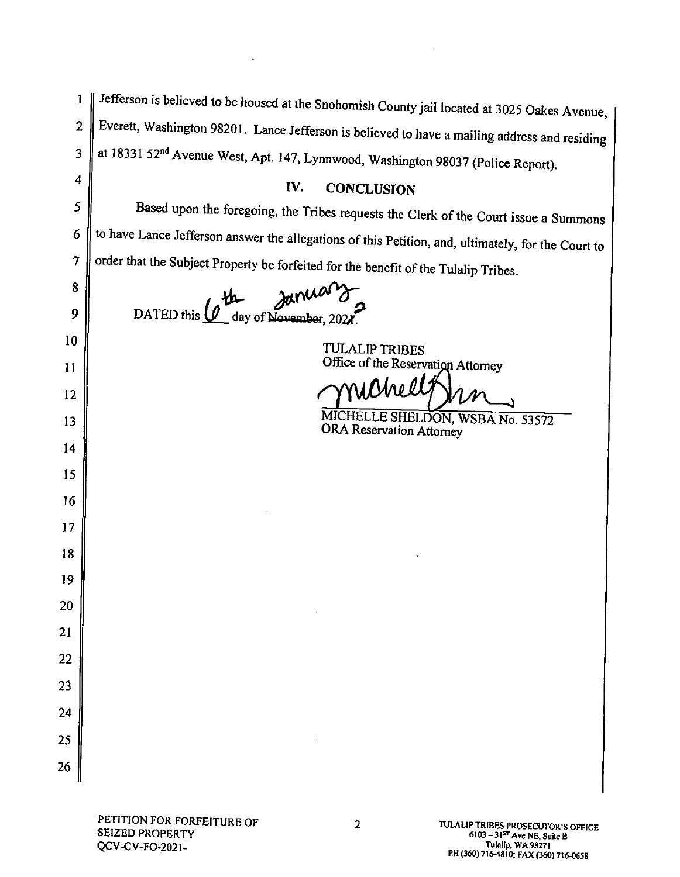Jefferson is believed to be housed at the Snohomish County jail located at 3025 Oakes Avenue, Everett, Washington 98201. Lance Jefferson is believed to have a mailing address and residing at 18331 52nd Avenue West, Apt. 147, Lynnwood, Washington 98037 (Police Report).

## IV. CONCLUSION

Based upon the foregoing, the Tribes requests the Clerk of the Court issue a Summons to have Lance Jefferson answer the allegations of this Petition, and, ultimately, for the Court to order that the Subject Property be forfeited for the benefit of the Tulalip Tribes.

DATED this 6th day of ~~November~~ January, 202~~1~~2.

TULALIP TRIBES
Office of the Reservation Attorney

MICHELLE SHELDON, WSBA No. 53572
ORA Reservation Attorney

PETITION FOR FORFEITURE OF SEIZED PROPERTY
QCV-CV-FO-2021-

TULALIP TRIBES PROSECUTOR'S OFFICE
6103 – 31ST Ave NE, Suite B
Tulalip, WA 98271
PH (360) 716-4810; FAX (360) 716-0658